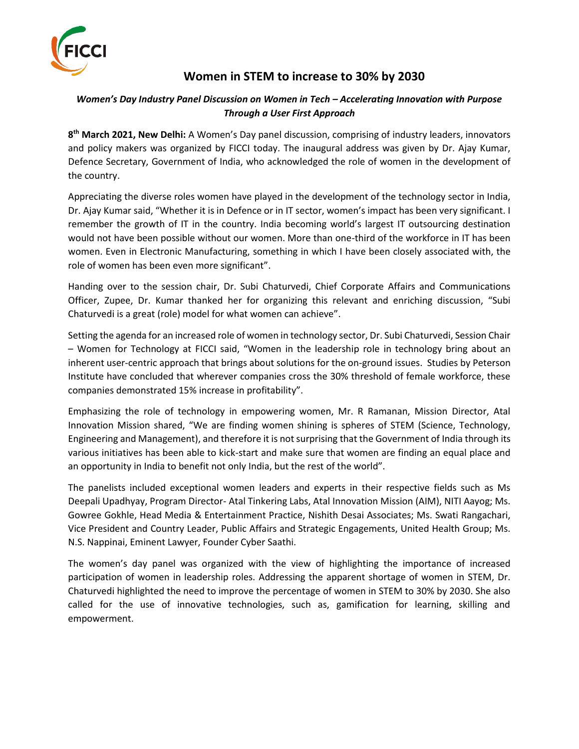# Women in STEM to increase to 30% by 2030

***Women's Day Industry Panel Discussion on Women in Tech – Accelerating Innovation with Purpose Through a User First Approach***

**8th March 2021, New Delhi:** A Women's Day panel discussion, comprising of industry leaders, innovators and policy makers was organized by FICCI today. The inaugural address was given by Dr. Ajay Kumar, Defence Secretary, Government of India, who acknowledged the role of women in the development of the country.

Appreciating the diverse roles women have played in the development of the technology sector in India, Dr. Ajay Kumar said, "Whether it is in Defence or in IT sector, women's impact has been very significant. I remember the growth of IT in the country. India becoming world's largest IT outsourcing destination would not have been possible without our women. More than one-third of the workforce in IT has been women. Even in Electronic Manufacturing, something in which I have been closely associated with, the role of women has been even more significant".

Handing over to the session chair, Dr. Subi Chaturvedi, Chief Corporate Affairs and Communications Officer, Zupee, Dr. Kumar thanked her for organizing this relevant and enriching discussion, "Subi Chaturvedi is a great (role) model for what women can achieve".

Setting the agenda for an increased role of women in technology sector, Dr. Subi Chaturvedi, Session Chair – Women for Technology at FICCI said, "Women in the leadership role in technology bring about an inherent user-centric approach that brings about solutions for the on-ground issues. Studies by Peterson Institute have concluded that wherever companies cross the 30% threshold of female workforce, these companies demonstrated 15% increase in profitability".

Emphasizing the role of technology in empowering women, Mr. R Ramanan, Mission Director, Atal Innovation Mission shared, "We are finding women shining is spheres of STEM (Science, Technology, Engineering and Management), and therefore it is not surprising that the Government of India through its various initiatives has been able to kick-start and make sure that women are finding an equal place and an opportunity in India to benefit not only India, but the rest of the world".

The panelists included exceptional women leaders and experts in their respective fields such as Ms Deepali Upadhyay, Program Director- Atal Tinkering Labs, Atal Innovation Mission (AIM), NITI Aayog; Ms. Gowree Gokhle, Head Media & Entertainment Practice, Nishith Desai Associates; Ms. Swati Rangachari, Vice President and Country Leader, Public Affairs and Strategic Engagements, United Health Group; Ms. N.S. Nappinai, Eminent Lawyer, Founder Cyber Saathi.

The women's day panel was organized with the view of highlighting the importance of increased participation of women in leadership roles. Addressing the apparent shortage of women in STEM, Dr. Chaturvedi highlighted the need to improve the percentage of women in STEM to 30% by 2030. She also called for the use of innovative technologies, such as, gamification for learning, skilling and empowerment.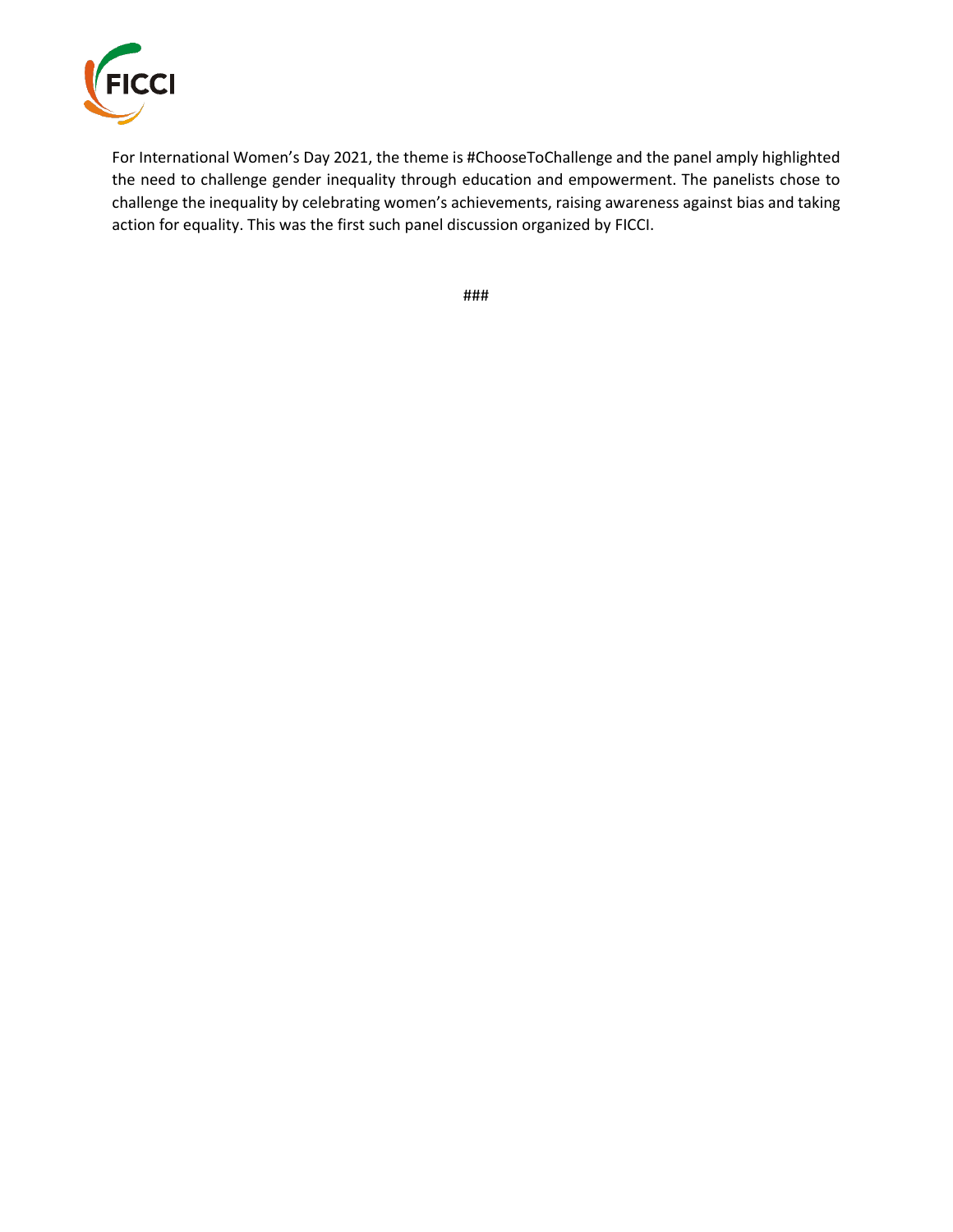For International Women's Day 2021, the theme is #ChooseToChallenge and the panel amply highlighted the need to challenge gender inequality through education and empowerment. The panelists chose to challenge the inequality by celebrating women's achievements, raising awareness against bias and taking action for equality. This was the first such panel discussion organized by FICCI.

###